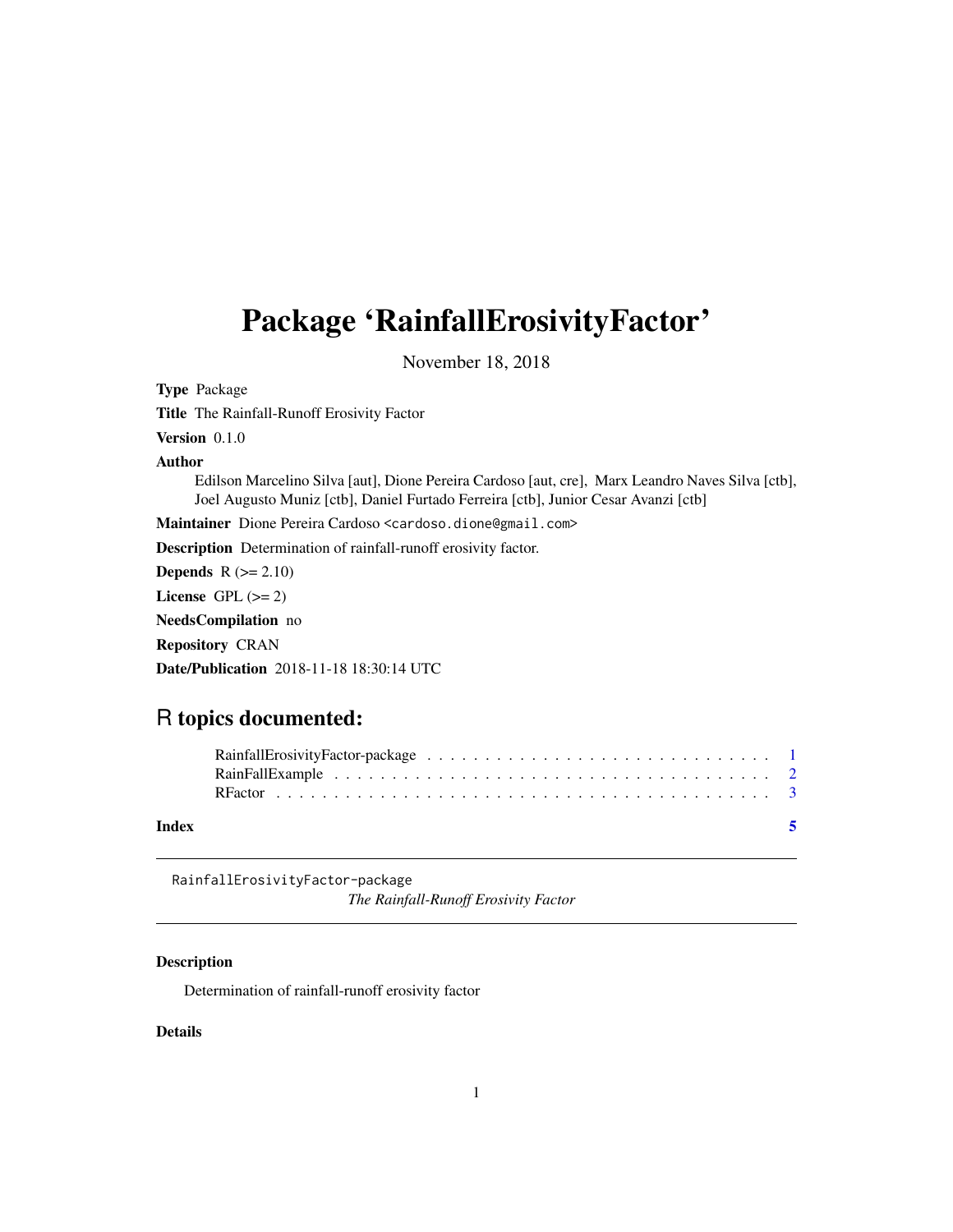# Package 'RainfallErosivityFactor'

November 18, 2018

**Type** Package

**Title** The Rainfall-Runoff Erosivity Factor

**Version** 0.1.0

**Author**
Edilson Marcelino Silva [aut], Dione Pereira Cardoso [aut, cre], Marx Leandro Naves Silva [ctb], Joel Augusto Muniz [ctb], Daniel Furtado Ferreira [ctb], Junior Cesar Avanzi [ctb]

**Maintainer** Dione Pereira Cardoso <cardoso.dione@gmail.com>

**Description** Determination of rainfall-runoff erosivity factor.

**Depends** R (>= 2.10)

**License** GPL (>= 2)

**NeedsCompilation** no

**Repository** CRAN

**Date/Publication** 2018-11-18 18:30:14 UTC

## R topics documented:

RainfallErosivityFactor-package . . . . . . . . . . . . . . . . . . . . . . . . . . . . . . 1
RainFallExample . . . . . . . . . . . . . . . . . . . . . . . . . . . . . . . . . . . . . . 2
RFactor . . . . . . . . . . . . . . . . . . . . . . . . . . . . . . . . . . . . . . . . . . . 3

**Index** 5

---

`RainfallErosivityFactor-package`
*The Rainfall-Runoff Erosivity Factor*

---

### Description

Determination of rainfall-runoff erosivity factor

### Details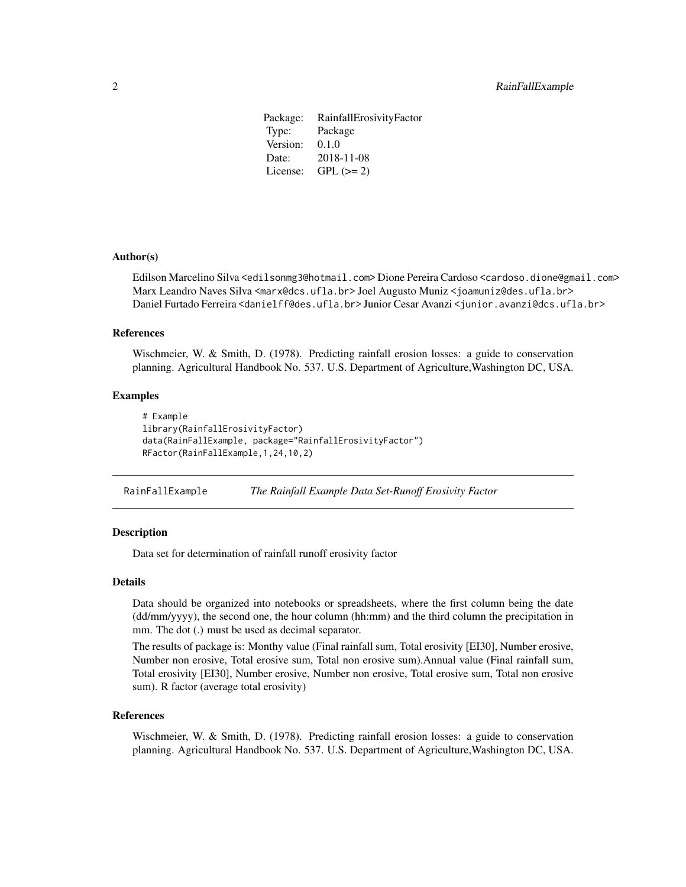| Package: | RainfallErosivityFactor |
|---|---|
| Type: | Package |
| Version: | 0.1.0 |
| Date: | 2018-11-08 |
| License: | GPL (>= 2) |

### Author(s)

Edilson Marcelino Silva <edilsonmg3@hotmail.com> Dione Pereira Cardoso <cardoso.dione@gmail.com> Marx Leandro Naves Silva <marx@dcs.ufla.br> Joel Augusto Muniz <joamuniz@des.ufla.br> Daniel Furtado Ferreira <danielff@des.ufla.br> Junior Cesar Avanzi <junior.avanzi@dcs.ufla.br>

### References

Wischmeier, W. & Smith, D. (1978). Predicting rainfall erosion losses: a guide to conservation planning. Agricultural Handbook No. 537. U.S. Department of Agriculture,Washington DC, USA.

### Examples

```
# Example
library(RainfallErosivityFactor)
data(RainFallExample, package="RainfallErosivityFactor")
RFactor(RainFallExample,1,24,10,2)
```

---

## RainFallExample *The Rainfall Example Data Set-Runoff Erosivity Factor*

---

### Description

Data set for determination of rainfall runoff erosivity factor

### Details

Data should be organized into notebooks or spreadsheets, where the first column being the date (dd/mm/yyyy), the second one, the hour column (hh:mm) and the third column the precipitation in mm. The dot (.) must be used as decimal separator.

The results of package is: Monthy value (Final rainfall sum, Total erosivity [EI30], Number erosive, Number non erosive, Total erosive sum, Total non erosive sum).Annual value (Final rainfall sum, Total erosivity [EI30], Number erosive, Number non erosive, Total erosive sum, Total non erosive sum). R factor (average total erosivity)

### References

Wischmeier, W. & Smith, D. (1978). Predicting rainfall erosion losses: a guide to conservation planning. Agricultural Handbook No. 537. U.S. Department of Agriculture,Washington DC, USA.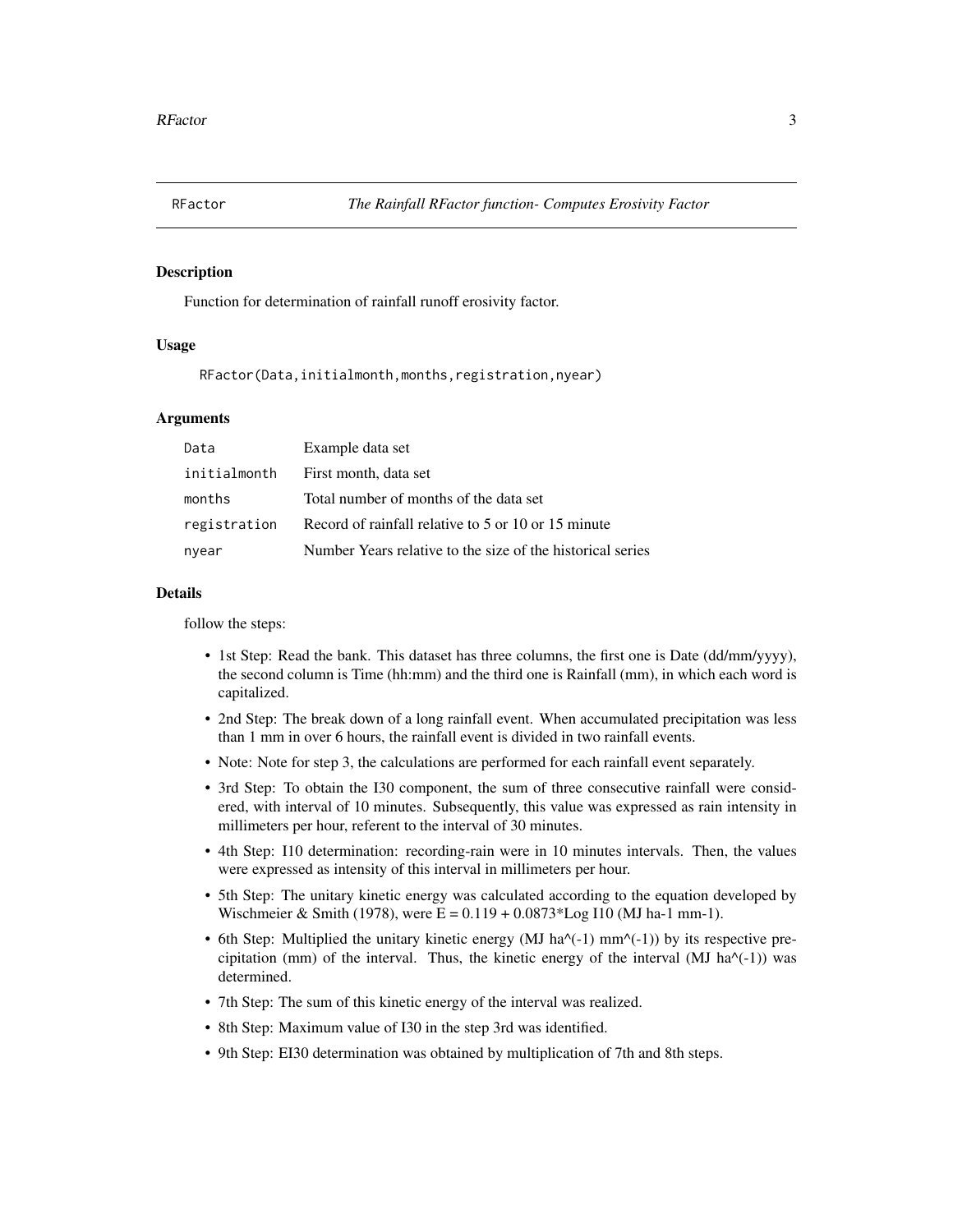# RFactor — *The Rainfall RFactor function- Computes Erosivity Factor*

## Description

Function for determination of rainfall runoff erosivity factor.

## Usage

```
RFactor(Data,initialmonth,months,registration,nyear)
```

## Arguments

| | |
|---|---|
| `Data` | Example data set |
| `initialmonth` | First month, data set |
| `months` | Total number of months of the data set |
| `registration` | Record of rainfall relative to 5 or 10 or 15 minute |
| `nyear` | Number Years relative to the size of the historical series |

## Details

follow the steps:

- 1st Step: Read the bank. This dataset has three columns, the first one is Date (dd/mm/yyyy), the second column is Time (hh:mm) and the third one is Rainfall (mm), in which each word is capitalized.
- 2nd Step: The break down of a long rainfall event. When accumulated precipitation was less than 1 mm in over 6 hours, the rainfall event is divided in two rainfall events.
- Note: Note for step 3, the calculations are performed for each rainfall event separately.
- 3rd Step: To obtain the I30 component, the sum of three consecutive rainfall were considered, with interval of 10 minutes. Subsequently, this value was expressed as rain intensity in millimeters per hour, referent to the interval of 30 minutes.
- 4th Step: I10 determination: recording-rain were in 10 minutes intervals. Then, the values were expressed as intensity of this interval in millimeters per hour.
- 5th Step: The unitary kinetic energy was calculated according to the equation developed by Wischmeier & Smith (1978), were E = 0.119 + 0.0873*Log I10 (MJ ha-1 mm-1).
- 6th Step: Multiplied the unitary kinetic energy (MJ ha^(-1) mm^(-1)) by its respective precipitation (mm) of the interval. Thus, the kinetic energy of the interval (MJ ha^(-1)) was determined.
- 7th Step: The sum of this kinetic energy of the interval was realized.
- 8th Step: Maximum value of I30 in the step 3rd was identified.
- 9th Step: EI30 determination was obtained by multiplication of 7th and 8th steps.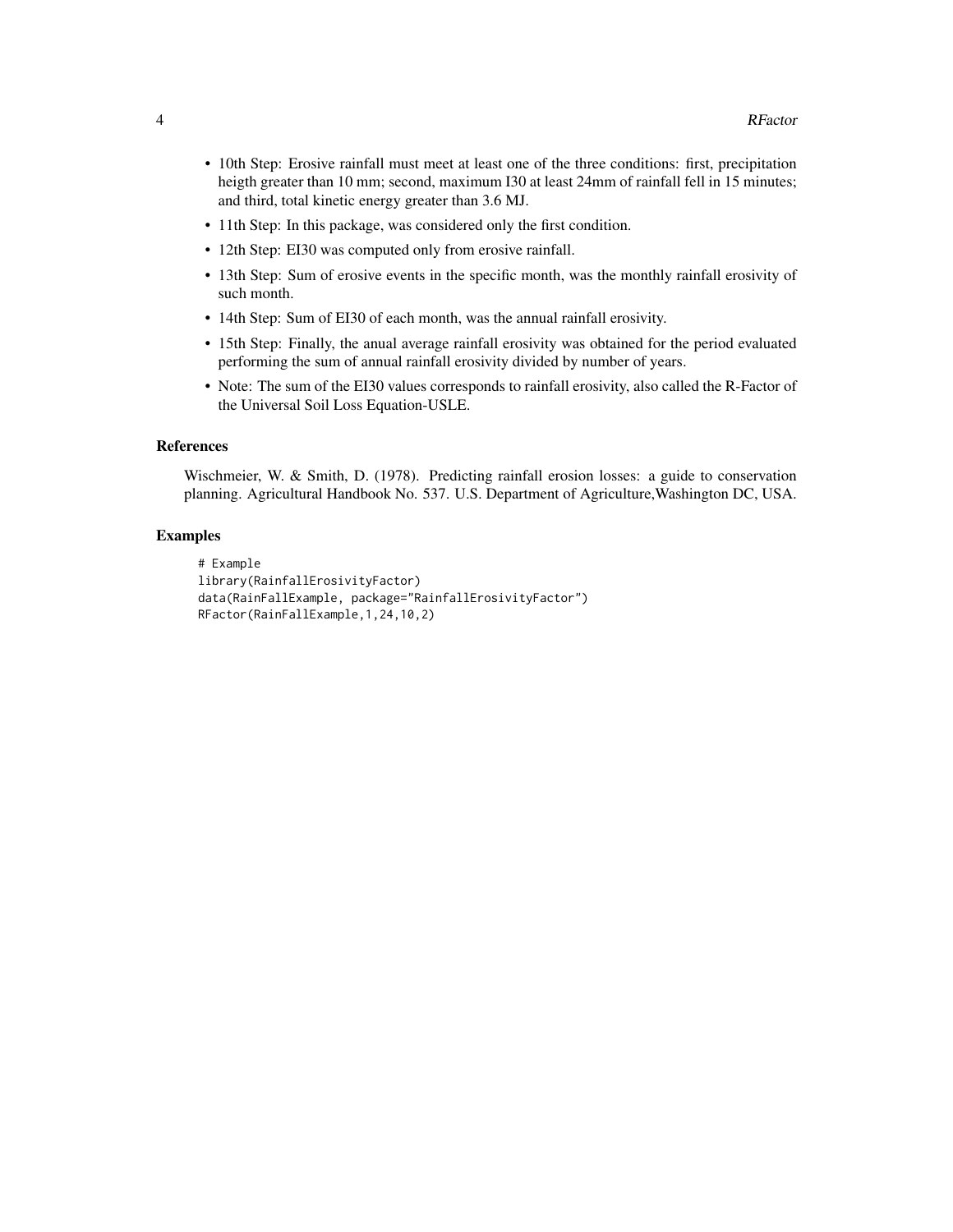- 10th Step: Erosive rainfall must meet at least one of the three conditions: first, precipitation heigth greater than 10 mm; second, maximum I30 at least 24mm of rainfall fell in 15 minutes; and third, total kinetic energy greater than 3.6 MJ.
- 11th Step: In this package, was considered only the first condition.
- 12th Step: EI30 was computed only from erosive rainfall.
- 13th Step: Sum of erosive events in the specific month, was the monthly rainfall erosivity of such month.
- 14th Step: Sum of EI30 of each month, was the annual rainfall erosivity.
- 15th Step: Finally, the anual average rainfall erosivity was obtained for the period evaluated performing the sum of annual rainfall erosivity divided by number of years.
- Note: The sum of the EI30 values corresponds to rainfall erosivity, also called the R-Factor of the Universal Soil Loss Equation-USLE.

## References

Wischmeier, W. & Smith, D. (1978). Predicting rainfall erosion losses: a guide to conservation planning. Agricultural Handbook No. 537. U.S. Department of Agriculture,Washington DC, USA.

## Examples

```
# Example
library(RainfallErosivityFactor)
data(RainFallExample, package="RainfallErosivityFactor")
RFactor(RainFallExample,1,24,10,2)
```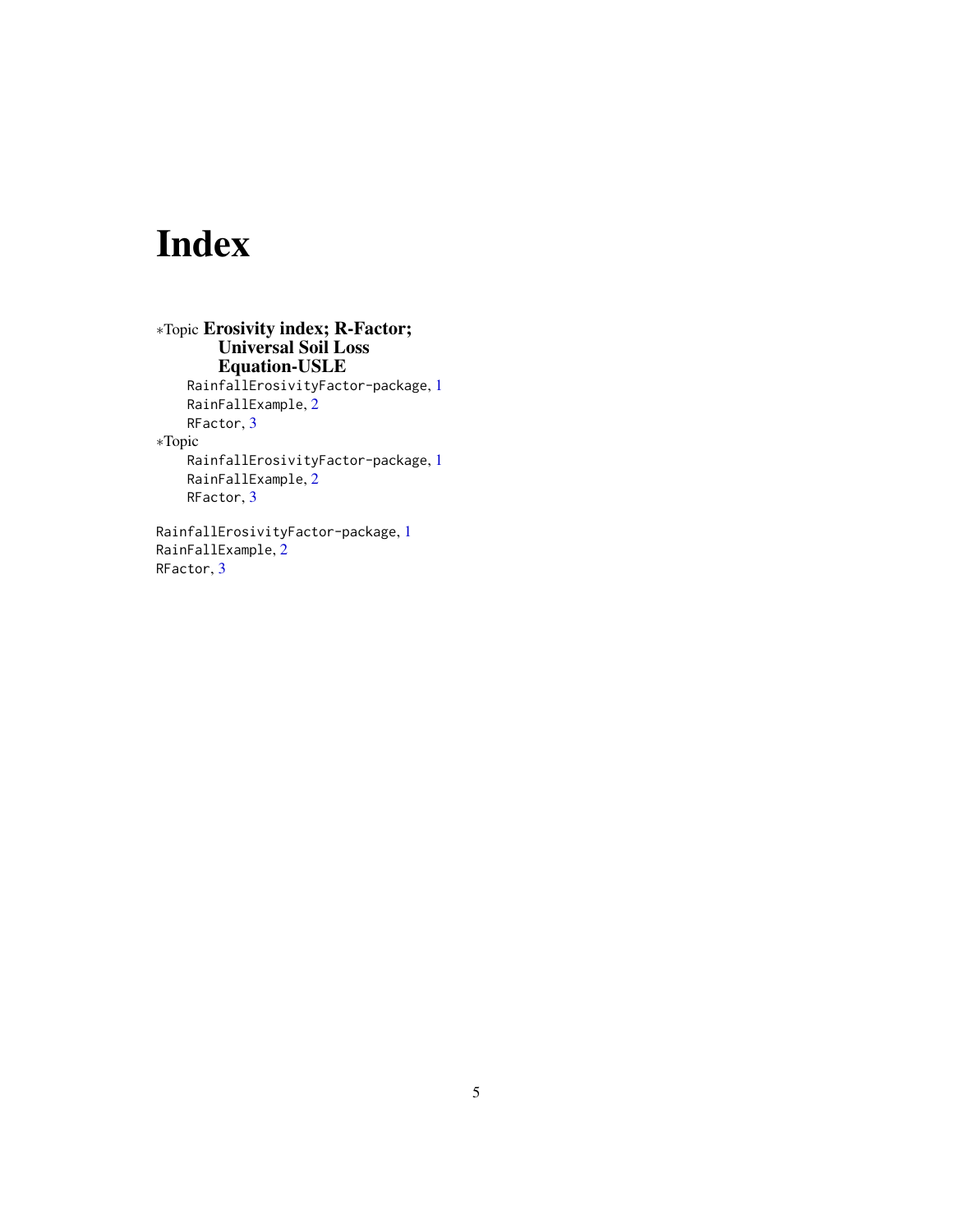# Index

*Topic **Erosivity index; R-Factor; Universal Soil Loss Equation-USLE**

- RainfallErosivityFactor-package, 1
- RainFallExample, 2
- RFactor, 3

*Topic

- RainfallErosivityFactor-package, 1
- RainFallExample, 2
- RFactor, 3

RainfallErosivityFactor-package, 1
RainFallExample, 2
RFactor, 3